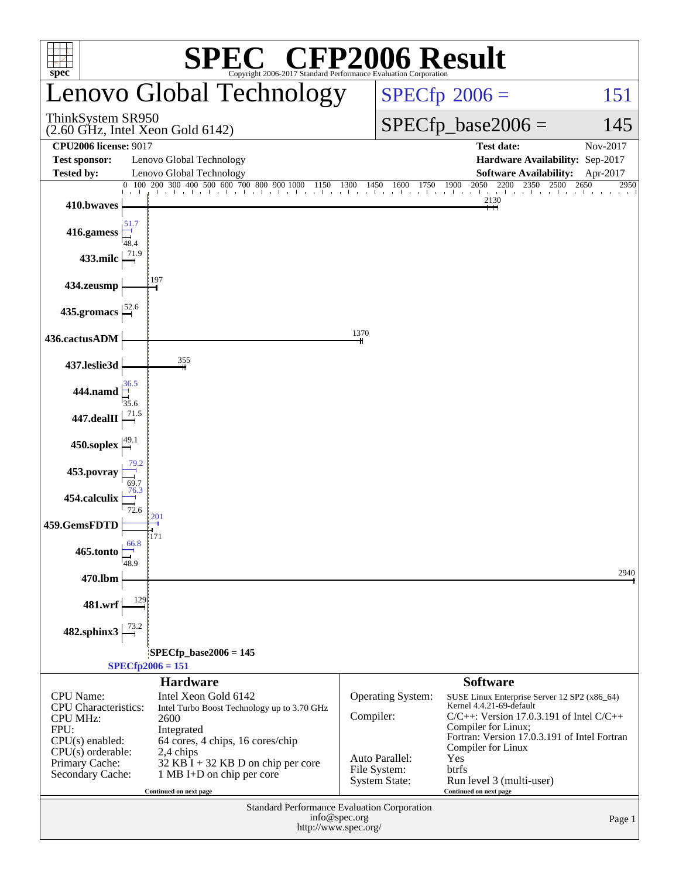# SPEC CFP2006 Result

Copyright 2006-2017 Standard Performance Evaluation Corporation

## Lenovo Global Technology

ThinkSystem SR950
(2.60 GHz, Intel Xeon Gold 6142)

SPECfp 2006 = 151

SPECfp_base2006 = 145

| | | | |
|---|---|---|---|
| **CPU2006 license:** 9017 | | **Test date:** | Nov-2017 |
| **Test sponsor:** | Lenovo Global Technology | **Hardware Availability:** | Sep-2017 |
| **Tested by:** | Lenovo Global Technology | **Software Availability:** | Apr-2017 |

| Benchmark | Peak | Base |
|---|---|---|
| 410.bwaves | | 2130 |
| 416.gamess | 51.7 | 48.4 |
| 433.milc | | 71.9 |
| 434.zeusmp | | 197 |
| 435.gromacs | | 52.6 |
| 436.cactusADM | | 1370 |
| 437.leslie3d | | 355 |
| 444.namd | 36.5 | 35.6 |
| 447.dealII | | 71.5 |
| 450.soplex | | 49.1 |
| 453.povray | 79.2 | 69.7 |
| 454.calculix | 76.3 | 72.6 |
| 459.GemsFDTD | 201 | 171 |
| 465.tonto | 66.8 | 48.9 |
| 470.lbm | | 2940 |
| 481.wrf | | 129 |
| 482.sphinx3 | | 73.2 |

SPECfp_base2006 = 145

SPECfp2006 = 151

### Hardware

| | |
|---|---|
| CPU Name: | Intel Xeon Gold 6142 |
| CPU Characteristics: | Intel Turbo Boost Technology up to 3.70 GHz |
| CPU MHz: | 2600 |
| FPU: | Integrated |
| CPU(s) enabled: | 64 cores, 4 chips, 16 cores/chip |
| CPU(s) orderable: | 2,4 chips |
| Primary Cache: | 32 KB I + 32 KB D on chip per core |
| Secondary Cache: | 1 MB I+D on chip per core |

Continued on next page

### Software

| | |
|---|---|
| Operating System: | SUSE Linux Enterprise Server 12 SP2 (x86_64) Kernel 4.4.21-69-default |
| Compiler: | C/C++: Version 17.0.3.191 of Intel C/C++ Compiler for Linux; Fortran: Version 17.0.3.191 of Intel Fortran Compiler for Linux |
| Auto Parallel: | Yes |
| File System: | btrfs |
| System State: | Run level 3 (multi-user) |

Continued on next page

Standard Performance Evaluation Corporation
info@spec.org
http://www.spec.org/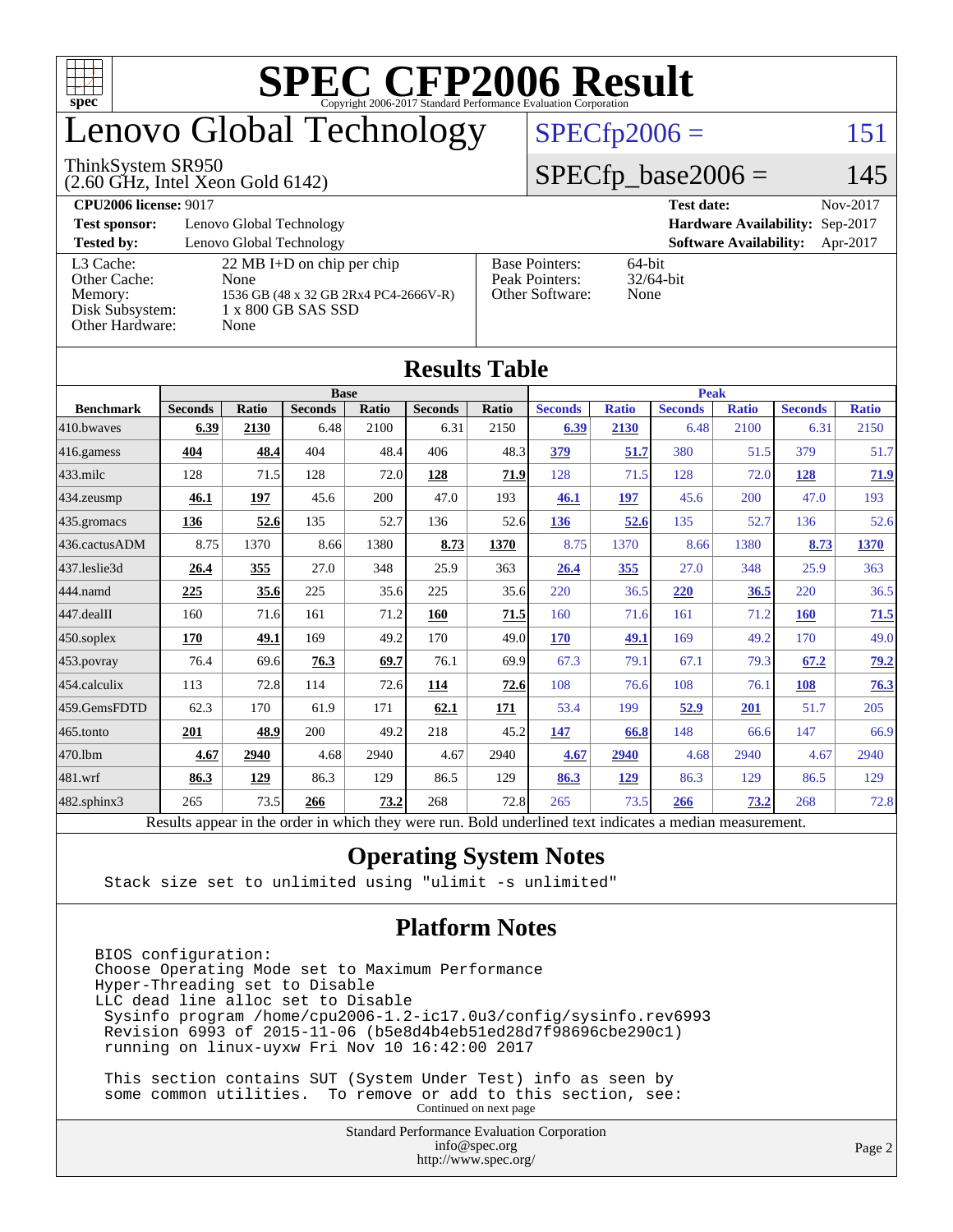# SPEC CFP2006 Result

Copyright 2006-2017 Standard Performance Evaluation Corporation

# Lenovo Global Technology

ThinkSystem SR950
(2.60 GHz, Intel Xeon Gold 6142)

SPECfp2006 = 151

SPECfp_base2006 = 145

| | | | |
|---|---|---|---|
| **CPU2006 license:** 9017 | | **Test date:** | Nov-2017 |
| **Test sponsor:** | Lenovo Global Technology | **Hardware Availability:** | Sep-2017 |
| **Tested by:** | Lenovo Global Technology | **Software Availability:** | Apr-2017 |

| | | | |
|---|---|---|---|
| L3 Cache: | 22 MB I+D on chip per chip | Base Pointers: | 64-bit |
| Other Cache: | None | Peak Pointers: | 32/64-bit |
| Memory: | 1536 GB (48 x 32 GB 2Rx4 PC4-2666V-R) | Other Software: | None |
| Disk Subsystem: | 1 x 800 GB SAS SSD | | |
| Other Hardware: | None | | |

## Results Table

| | Base | | | | | | Peak | | | | | |
|---|---|---|---|---|---|---|---|---|---|---|---|---|
| **Benchmark** | **Seconds** | **Ratio** | **Seconds** | **Ratio** | **Seconds** | **Ratio** | **Seconds** | **Ratio** | **Seconds** | **Ratio** | **Seconds** | **Ratio** |
| 410.bwaves | **6.39** | **2130** | 6.48 | 2100 | 6.31 | 2150 | **6.39** | **2130** | 6.48 | 2100 | 6.31 | 2150 |
| 416.gamess | **404** | **48.4** | 404 | 48.4 | 406 | 48.3 | **379** | **51.7** | 380 | 51.5 | 379 | 51.7 |
| 433.milc | 128 | 71.5 | 128 | 72.0 | **128** | **71.9** | 128 | 71.5 | 128 | 72.0 | **128** | **71.9** |
| 434.zeusmp | **46.1** | **197** | 45.6 | 200 | 47.0 | 193 | **46.1** | **197** | 45.6 | 200 | 47.0 | 193 |
| 435.gromacs | **136** | **52.6** | 135 | 52.7 | 136 | 52.6 | **136** | **52.6** | 135 | 52.7 | 136 | 52.6 |
| 436.cactusADM | 8.75 | 1370 | 8.66 | 1380 | **8.73** | **1370** | 8.75 | 1370 | 8.66 | 1380 | **8.73** | **1370** |
| 437.leslie3d | **26.4** | **355** | 27.0 | 348 | 25.9 | 363 | **26.4** | **355** | 27.0 | 348 | 25.9 | 363 |
| 444.namd | **225** | **35.6** | 225 | 35.6 | 225 | 35.6 | 220 | 36.5 | **220** | **36.5** | 220 | 36.5 |
| 447.dealII | 160 | 71.6 | 161 | 71.2 | **160** | **71.5** | 160 | 71.6 | 161 | 71.2 | **160** | **71.5** |
| 450.soplex | **170** | **49.1** | 169 | 49.2 | 170 | 49.0 | **170** | **49.1** | 169 | 49.2 | 170 | 49.0 |
| 453.povray | 76.4 | 69.6 | **76.3** | **69.7** | 76.1 | 69.9 | 67.3 | 79.1 | 67.1 | 79.3 | **67.2** | **79.2** |
| 454.calculix | 113 | 72.8 | 114 | 72.6 | **114** | **72.6** | 108 | 76.6 | 108 | 76.1 | **108** | **76.3** |
| 459.GemsFDTD | 62.3 | 170 | 61.9 | 171 | **62.1** | **171** | 53.4 | 199 | **52.9** | **201** | 51.7 | 205 |
| 465.tonto | **201** | **48.9** | 200 | 49.2 | 218 | 45.2 | **147** | **66.8** | 148 | 66.6 | 147 | 66.9 |
| 470.lbm | **4.67** | **2940** | 4.68 | 2940 | 4.67 | 2940 | **4.67** | **2940** | 4.68 | 2940 | 4.67 | 2940 |
| 481.wrf | **86.3** | **129** | 86.3 | 129 | 86.5 | 129 | **86.3** | **129** | 86.3 | 129 | 86.5 | 129 |
| 482.sphinx3 | 265 | 73.5 | **266** | **73.2** | 268 | 72.8 | 265 | 73.5 | **266** | **73.2** | 268 | 72.8 |

Results appear in the order in which they were run. Bold underlined text indicates a median measurement.

## Operating System Notes

```
Stack size set to unlimited using "ulimit -s unlimited"
```

## Platform Notes

```
BIOS configuration:
Choose Operating Mode set to Maximum Performance
Hyper-Threading set to Disable
LLC dead line alloc set to Disable
 Sysinfo program /home/cpu2006-1.2-ic17.0u3/config/sysinfo.rev6993
 Revision 6993 of 2015-11-06 (b5e8d4b4eb51ed28d7f98696cbe290c1)
 running on linux-uyxw Fri Nov 10 16:42:00 2017

 This section contains SUT (System Under Test) info as seen by
 some common utilities.  To remove or add to this section, see:
```

Continued on next page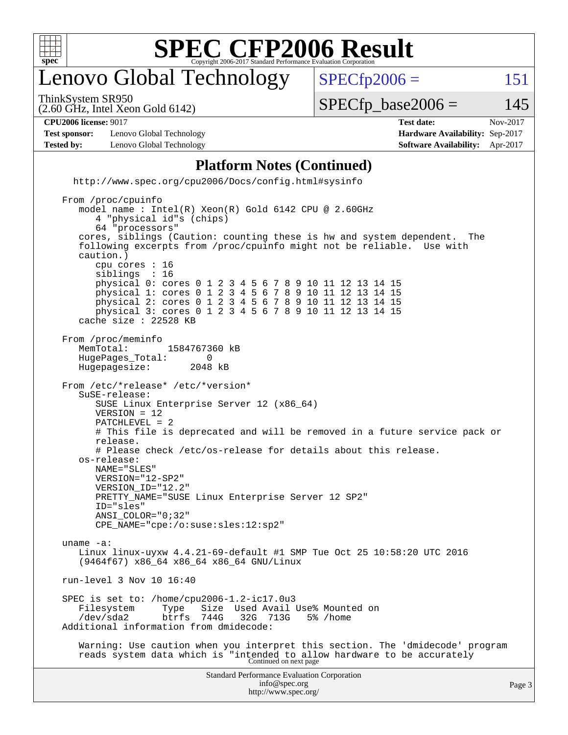# SPEC CFP2006 Result

Copyright 2006-2017 Standard Performance Evaluation Corporation

## Lenovo Global Technology

ThinkSystem SR950
(2.60 GHz, Intel Xeon Gold 6142)

SPECfp2006 = 151

SPECfp_base2006 = 145

| | | | |
|---|---|---|---|
| **CPU2006 license:** 9017 | | **Test date:** | Nov-2017 |
| **Test sponsor:** | Lenovo Global Technology | **Hardware Availability:** | Sep-2017 |
| **Tested by:** | Lenovo Global Technology | **Software Availability:** | Apr-2017 |

### Platform Notes (Continued)

```
   http://www.spec.org/cpu2006/Docs/config.html#sysinfo

From /proc/cpuinfo
   model name : Intel(R) Xeon(R) Gold 6142 CPU @ 2.60GHz
      4 "physical id"s (chips)
      64 "processors"
   cores, siblings (Caution: counting these is hw and system dependent.  The
   following excerpts from /proc/cpuinfo might not be reliable.  Use with
   caution.)
      cpu cores : 16
      siblings  : 16
      physical 0: cores 0 1 2 3 4 5 6 7 8 9 10 11 12 13 14 15
      physical 1: cores 0 1 2 3 4 5 6 7 8 9 10 11 12 13 14 15
      physical 2: cores 0 1 2 3 4 5 6 7 8 9 10 11 12 13 14 15
      physical 3: cores 0 1 2 3 4 5 6 7 8 9 10 11 12 13 14 15
   cache size : 22528 KB

From /proc/meminfo
   MemTotal:       1584767360 kB
   HugePages_Total:       0
   Hugepagesize:       2048 kB

From /etc/*release* /etc/*version*
   SuSE-release:
      SUSE Linux Enterprise Server 12 (x86_64)
      VERSION = 12
      PATCHLEVEL = 2
      # This file is deprecated and will be removed in a future service pack or
      release.
      # Please check /etc/os-release for details about this release.
   os-release:
      NAME="SLES"
      VERSION="12-SP2"
      VERSION_ID="12.2"
      PRETTY_NAME="SUSE Linux Enterprise Server 12 SP2"
      ID="sles"
      ANSI_COLOR="0;32"
      CPE_NAME="cpe:/o:suse:sles:12:sp2"

uname -a:
   Linux linux-uyxw 4.4.21-69-default #1 SMP Tue Oct 25 10:58:20 UTC 2016
   (9464f67) x86_64 x86_64 x86_64 GNU/Linux

run-level 3 Nov 10 16:40

SPEC is set to: /home/cpu2006-1.2-ic17.0u3
   Filesystem     Type   Size  Used Avail Use% Mounted on
   /dev/sda2      btrfs  744G   32G  713G   5% /home
Additional information from dmidecode:

   Warning: Use caution when you interpret this section. The 'dmidecode' program
   reads system data which is "intended to allow hardware to be accurately
```

Continued on next page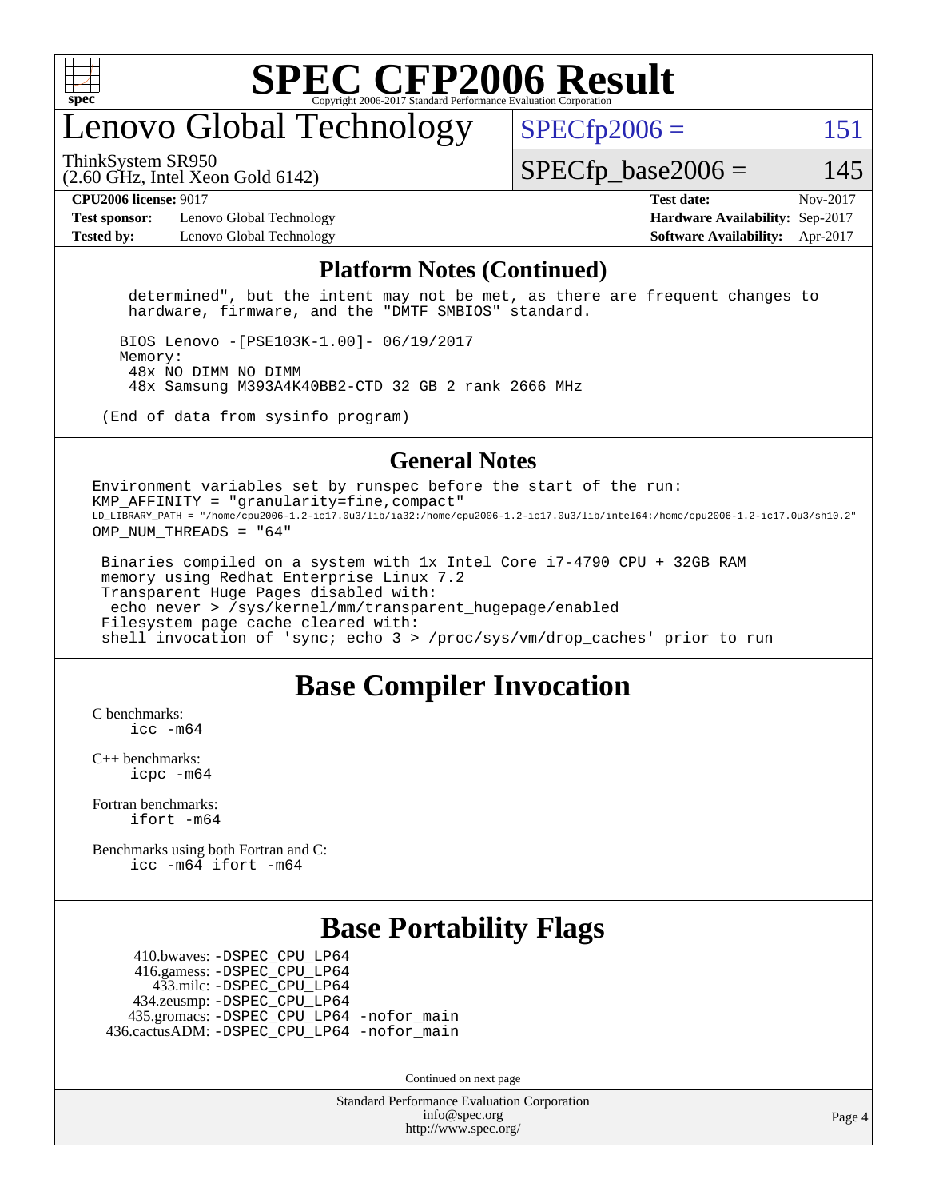# Lenovo Global Technology

ThinkSystem SR950
(2.60 GHz, Intel Xeon Gold 6142)

SPECfp2006 = 151

SPECfp_base2006 = 145

**CPU2006 license:** 9017
**Test sponsor:** Lenovo Global Technology
**Tested by:** Lenovo Global Technology
**Test date:** Nov-2017
**Hardware Availability:** Sep-2017
**Software Availability:** Apr-2017

## Platform Notes (Continued)

```
    determined", but the intent may not be met, as there are frequent changes to
    hardware, firmware, and the "DMTF SMBIOS" standard.

   BIOS Lenovo -[PSE103K-1.00]- 06/19/2017
   Memory:
    48x NO DIMM NO DIMM
    48x Samsung M393A4K40BB2-CTD 32 GB 2 rank 2666 MHz

 (End of data from sysinfo program)
```

## General Notes

```
Environment variables set by runspec before the start of the run:
KMP_AFFINITY = "granularity=fine,compact"
LD_LIBRARY_PATH = "/home/cpu2006-1.2-ic17.0u3/lib/ia32:/home/cpu2006-1.2-ic17.0u3/lib/intel64:/home/cpu2006-1.2-ic17.0u3/sh10.2"
OMP_NUM_THREADS = "64"

 Binaries compiled on a system with 1x Intel Core i7-4790 CPU + 32GB RAM
 memory using Redhat Enterprise Linux 7.2
 Transparent Huge Pages disabled with:
  echo never > /sys/kernel/mm/transparent_hugepage/enabled
 Filesystem page cache cleared with:
 shell invocation of 'sync; echo 3 > /proc/sys/vm/drop_caches' prior to run
```

## Base Compiler Invocation

C benchmarks:
  icc -m64

C++ benchmarks:
  icpc -m64

Fortran benchmarks:
  ifort -m64

Benchmarks using both Fortran and C:
  icc -m64 ifort -m64

## Base Portability Flags

410.bwaves: -DSPEC_CPU_LP64
416.gamess: -DSPEC_CPU_LP64
433.milc: -DSPEC_CPU_LP64
434.zeusmp: -DSPEC_CPU_LP64
435.gromacs: -DSPEC_CPU_LP64 -nofor_main
436.cactusADM: -DSPEC_CPU_LP64 -nofor_main

Continued on next page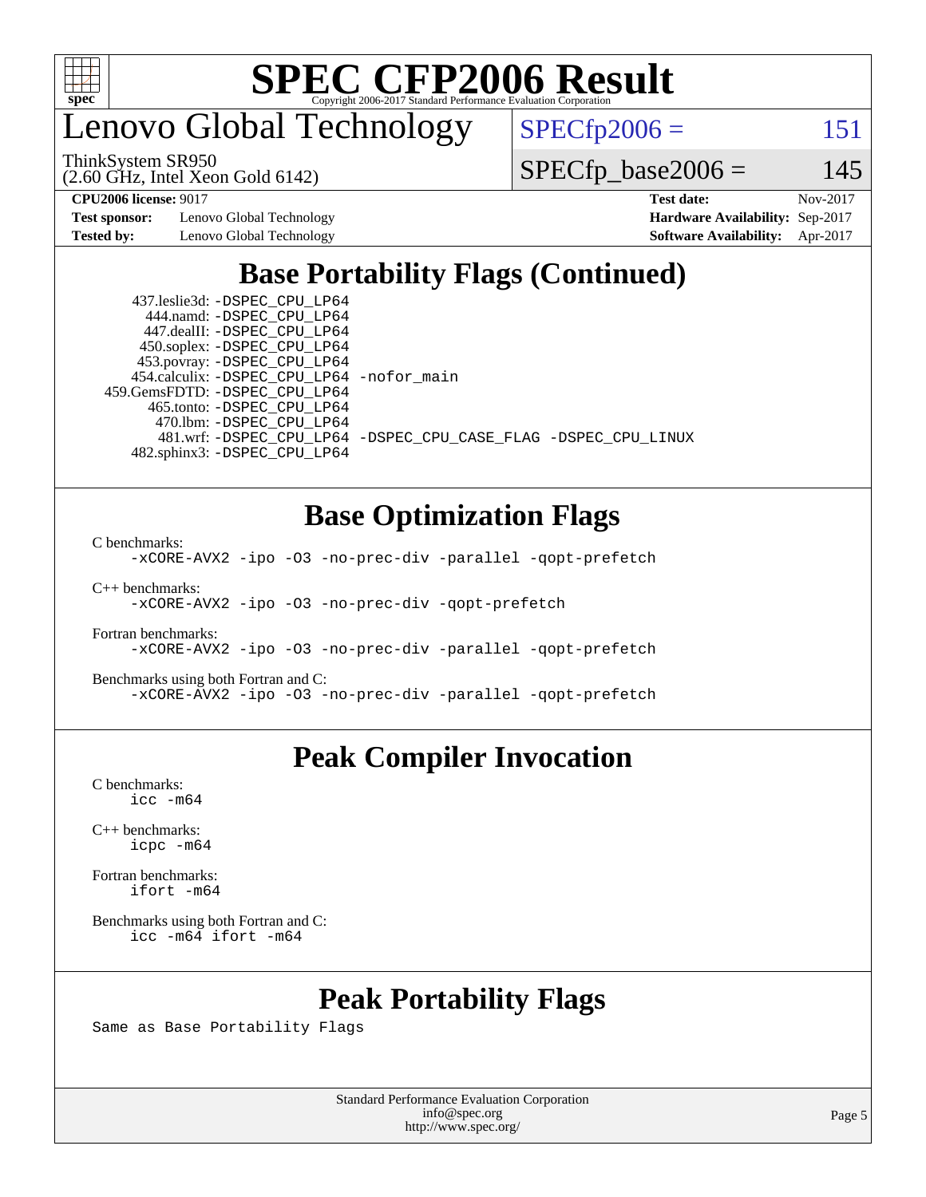# Lenovo Global Technology

ThinkSystem SR950
(2.60 GHz, Intel Xeon Gold 6142)

SPECfp2006 = 151

SPECfp_base2006 = 145

**CPU2006 license:** 9017
**Test sponsor:** Lenovo Global Technology
**Tested by:** Lenovo Global Technology

**Test date:** Nov-2017
**Hardware Availability:** Sep-2017
**Software Availability:** Apr-2017

## Base Portability Flags (Continued)

437.leslie3d: -DSPEC_CPU_LP64
444.namd: -DSPEC_CPU_LP64
447.dealII: -DSPEC_CPU_LP64
450.soplex: -DSPEC_CPU_LP64
453.povray: -DSPEC_CPU_LP64
454.calculix: -DSPEC_CPU_LP64 -nofor_main
459.GemsFDTD: -DSPEC_CPU_LP64
465.tonto: -DSPEC_CPU_LP64
470.lbm: -DSPEC_CPU_LP64
481.wrf: -DSPEC_CPU_LP64 -DSPEC_CPU_CASE_FLAG -DSPEC_CPU_LINUX
482.sphinx3: -DSPEC_CPU_LP64

## Base Optimization Flags

C benchmarks:
```
-xCORE-AVX2 -ipo -O3 -no-prec-div -parallel -qopt-prefetch
```

C++ benchmarks:
```
-xCORE-AVX2 -ipo -O3 -no-prec-div -qopt-prefetch
```

Fortran benchmarks:
```
-xCORE-AVX2 -ipo -O3 -no-prec-div -parallel -qopt-prefetch
```

Benchmarks using both Fortran and C:
```
-xCORE-AVX2 -ipo -O3 -no-prec-div -parallel -qopt-prefetch
```

## Peak Compiler Invocation

C benchmarks:
```
icc -m64
```

C++ benchmarks:
```
icpc -m64
```

Fortran benchmarks:
```
ifort -m64
```

Benchmarks using both Fortran and C:
```
icc -m64 ifort -m64
```

## Peak Portability Flags

Same as Base Portability Flags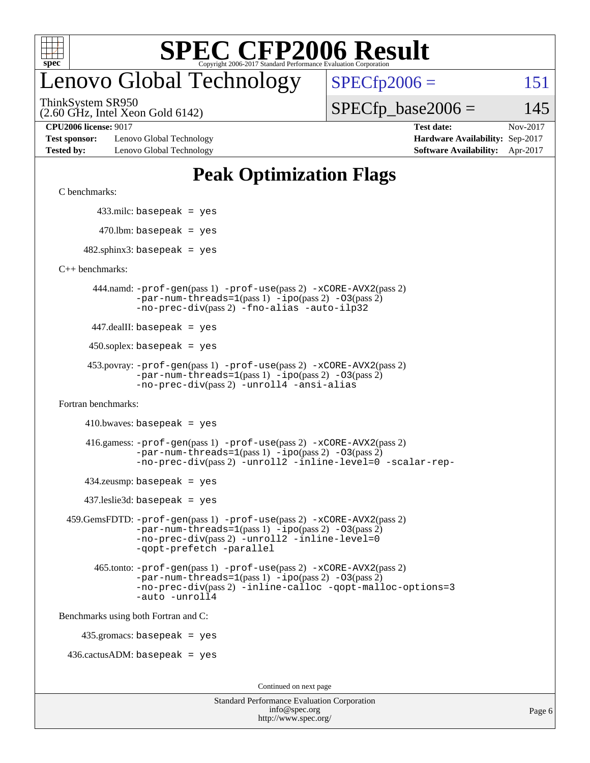# SPEC CFP2006 Result

Copyright 2006-2017 Standard Performance Evaluation Corporation

# Lenovo Global Technology

ThinkSystem SR950
(2.60 GHz, Intel Xeon Gold 6142)

SPECfp2006 = 151

SPECfp_base2006 = 145

**CPU2006 license:** 9017
**Test sponsor:** Lenovo Global Technology
**Tested by:** Lenovo Global Technology

**Test date:** Nov-2017
**Hardware Availability:** Sep-2017
**Software Availability:** Apr-2017

## Peak Optimization Flags

C benchmarks:

433.milc: `basepeak = yes`

470.lbm: `basepeak = yes`

482.sphinx3: `basepeak = yes`

C++ benchmarks:

444.namd: `-prof-gen`(pass 1) `-prof-use`(pass 2) `-xCORE-AVX2`(pass 2) `-par-num-threads=1`(pass 1) `-ipo`(pass 2) `-O3`(pass 2) `-no-prec-div`(pass 2) `-fno-alias` `-auto-ilp32`

447.dealII: `basepeak = yes`

450.soplex: `basepeak = yes`

453.povray: `-prof-gen`(pass 1) `-prof-use`(pass 2) `-xCORE-AVX2`(pass 2) `-par-num-threads=1`(pass 1) `-ipo`(pass 2) `-O3`(pass 2) `-no-prec-div`(pass 2) `-unroll4` `-ansi-alias`

Fortran benchmarks:

410.bwaves: `basepeak = yes`

416.gamess: `-prof-gen`(pass 1) `-prof-use`(pass 2) `-xCORE-AVX2`(pass 2) `-par-num-threads=1`(pass 1) `-ipo`(pass 2) `-O3`(pass 2) `-no-prec-div`(pass 2) `-unroll2` `-inline-level=0` `-scalar-rep-`

434.zeusmp: `basepeak = yes`

437.leslie3d: `basepeak = yes`

459.GemsFDTD: `-prof-gen`(pass 1) `-prof-use`(pass 2) `-xCORE-AVX2`(pass 2) `-par-num-threads=1`(pass 1) `-ipo`(pass 2) `-O3`(pass 2) `-no-prec-div`(pass 2) `-unroll2` `-inline-level=0` `-qopt-prefetch` `-parallel`

465.tonto: `-prof-gen`(pass 1) `-prof-use`(pass 2) `-xCORE-AVX2`(pass 2) `-par-num-threads=1`(pass 1) `-ipo`(pass 2) `-O3`(pass 2) `-no-prec-div`(pass 2) `-inline-calloc` `-qopt-malloc-options=3` `-auto` `-unroll4`

Benchmarks using both Fortran and C:

435.gromacs: `basepeak = yes`

436.cactusADM: `basepeak = yes`

Continued on next page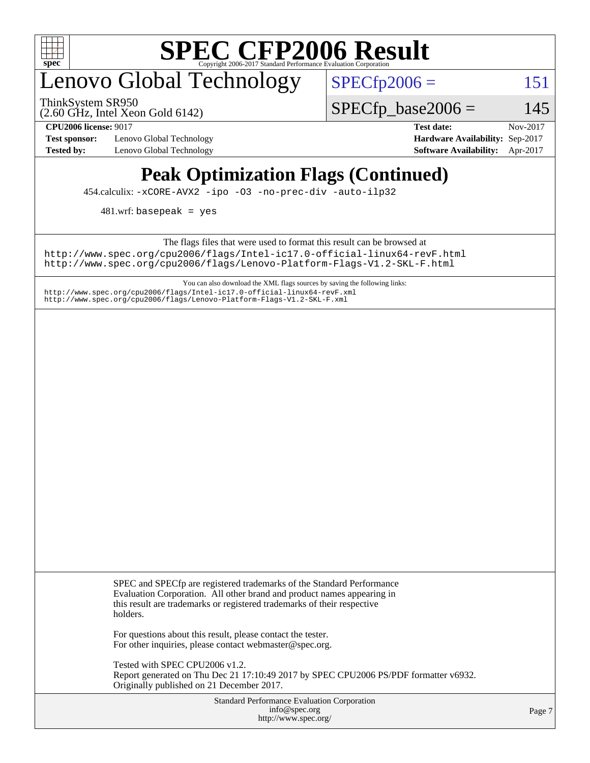# SPEC CFP2006 Result

Copyright 2006-2017 Standard Performance Evaluation Corporation

## Lenovo Global Technology

ThinkSystem SR950
(2.60 GHz, Intel Xeon Gold 6142)

SPECfp2006 = 151

SPECfp_base2006 = 145

| | | | |
|---|---|---|---|
| **CPU2006 license:** 9017 | | **Test date:** | Nov-2017 |
| **Test sponsor:** | Lenovo Global Technology | **Hardware Availability:** | Sep-2017 |
| **Tested by:** | Lenovo Global Technology | **Software Availability:** | Apr-2017 |

## Peak Optimization Flags (Continued)

454.calculix: `-xCORE-AVX2 -ipo -O3 -no-prec-div -auto-ilp32`

481.wrf: `basepeak = yes`

The flags files that were used to format this result can be browsed at
http://www.spec.org/cpu2006/flags/Intel-ic17.0-official-linux64-revF.html
http://www.spec.org/cpu2006/flags/Lenovo-Platform-Flags-V1.2-SKL-F.html

You can also download the XML flags sources by saving the following links:
http://www.spec.org/cpu2006/flags/Intel-ic17.0-official-linux64-revF.xml
http://www.spec.org/cpu2006/flags/Lenovo-Platform-Flags-V1.2-SKL-F.xml

SPEC and SPECfp are registered trademarks of the Standard Performance Evaluation Corporation. All other brand and product names appearing in this result are trademarks or registered trademarks of their respective holders.

For questions about this result, please contact the tester.
For other inquiries, please contact webmaster@spec.org.

Tested with SPEC CPU2006 v1.2.
Report generated on Thu Dec 21 17:10:49 2017 by SPEC CPU2006 PS/PDF formatter v6932.
Originally published on 21 December 2017.

Standard Performance Evaluation Corporation
info@spec.org
http://www.spec.org/